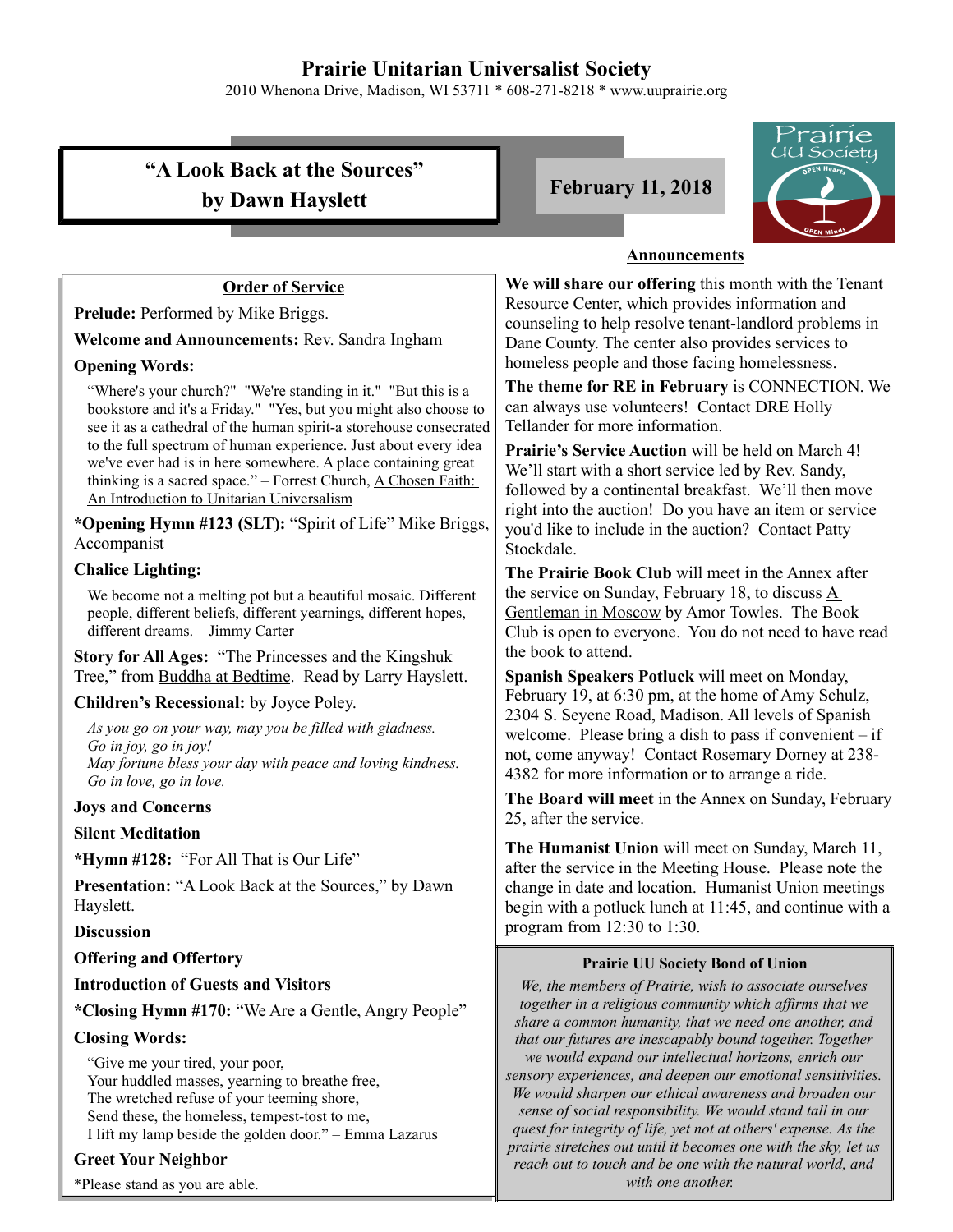# Prairie Unitarian Universalist Society

2010 Whenona Drive, Madison, WI 53711 * 608-271-8218 * www.uuprairie.org

## "A Look Back at the Sources" by Dawn Hayslett

**February 11, 2018**

### Order of Service

**Prelude:** Performed by Mike Briggs.

**Welcome and Announcements:** Rev. Sandra Ingham

**Opening Words:**

"Where's your church?" "We're standing in it." "But this is a bookstore and it's a Friday." "Yes, but you might also choose to see it as a cathedral of the human spirit-a storehouse consecrated to the full spectrum of human experience. Just about every idea we've ever had is in here somewhere. A place containing great thinking is a sacred space." – Forrest Church, A Chosen Faith: An Introduction to Unitarian Universalism

***Opening Hymn #123 (SLT):** "Spirit of Life" Mike Briggs, Accompanist

**Chalice Lighting:**

We become not a melting pot but a beautiful mosaic. Different people, different beliefs, different yearnings, different hopes, different dreams. – Jimmy Carter

**Story for All Ages:** "The Princesses and the Kingshuk Tree," from Buddha at Bedtime. Read by Larry Hayslett.

**Children's Recessional:** by Joyce Poley.

*As you go on your way, may you be filled with gladness.*
*Go in joy, go in joy!*
*May fortune bless your day with peace and loving kindness.*
*Go in love, go in love.*

**Joys and Concerns**

**Silent Meditation**

***Hymn #128:** "For All That is Our Life"

**Presentation:** "A Look Back at the Sources," by Dawn Hayslett.

**Discussion**

**Offering and Offertory**

**Introduction of Guests and Visitors**

***Closing Hymn #170:** "We Are a Gentle, Angry People"

**Closing Words:**

"Give me your tired, your poor,
Your huddled masses, yearning to breathe free,
The wretched refuse of your teeming shore,
Send these, the homeless, tempest-tost to me,
I lift my lamp beside the golden door." – Emma Lazarus

**Greet Your Neighbor**

*Please stand as you are able.

### Announcements

**We will share our offering** this month with the Tenant Resource Center, which provides information and counseling to help resolve tenant-landlord problems in Dane County. The center also provides services to homeless people and those facing homelessness.

**The theme for RE in February** is CONNECTION. We can always use volunteers! Contact DRE Holly Tellander for more information.

**Prairie's Service Auction** will be held on March 4! We'll start with a short service led by Rev. Sandy, followed by a continental breakfast. We'll then move right into the auction! Do you have an item or service you'd like to include in the auction? Contact Patty Stockdale.

**The Prairie Book Club** will meet in the Annex after the service on Sunday, February 18, to discuss A Gentleman in Moscow by Amor Towles. The Book Club is open to everyone. You do not need to have read the book to attend.

**Spanish Speakers Potluck** will meet on Monday, February 19, at 6:30 pm, at the home of Amy Schulz, 2304 S. Seyene Road, Madison. All levels of Spanish welcome. Please bring a dish to pass if convenient – if not, come anyway! Contact Rosemary Dorney at 238-4382 for more information or to arrange a ride.

**The Board will meet** in the Annex on Sunday, February 25, after the service.

**The Humanist Union** will meet on Sunday, March 11, after the service in the Meeting House. Please note the change in date and location. Humanist Union meetings begin with a potluck lunch at 11:45, and continue with a program from 12:30 to 1:30.

**Prairie UU Society Bond of Union**

*We, the members of Prairie, wish to associate ourselves together in a religious community which affirms that we share a common humanity, that we need one another, and that our futures are inescapably bound together. Together we would expand our intellectual horizons, enrich our sensory experiences, and deepen our emotional sensitivities. We would sharpen our ethical awareness and broaden our sense of social responsibility. We would stand tall in our quest for integrity of life, yet not at others' expense. As the prairie stretches out until it becomes one with the sky, let us reach out to touch and be one with the natural world, and with one another.*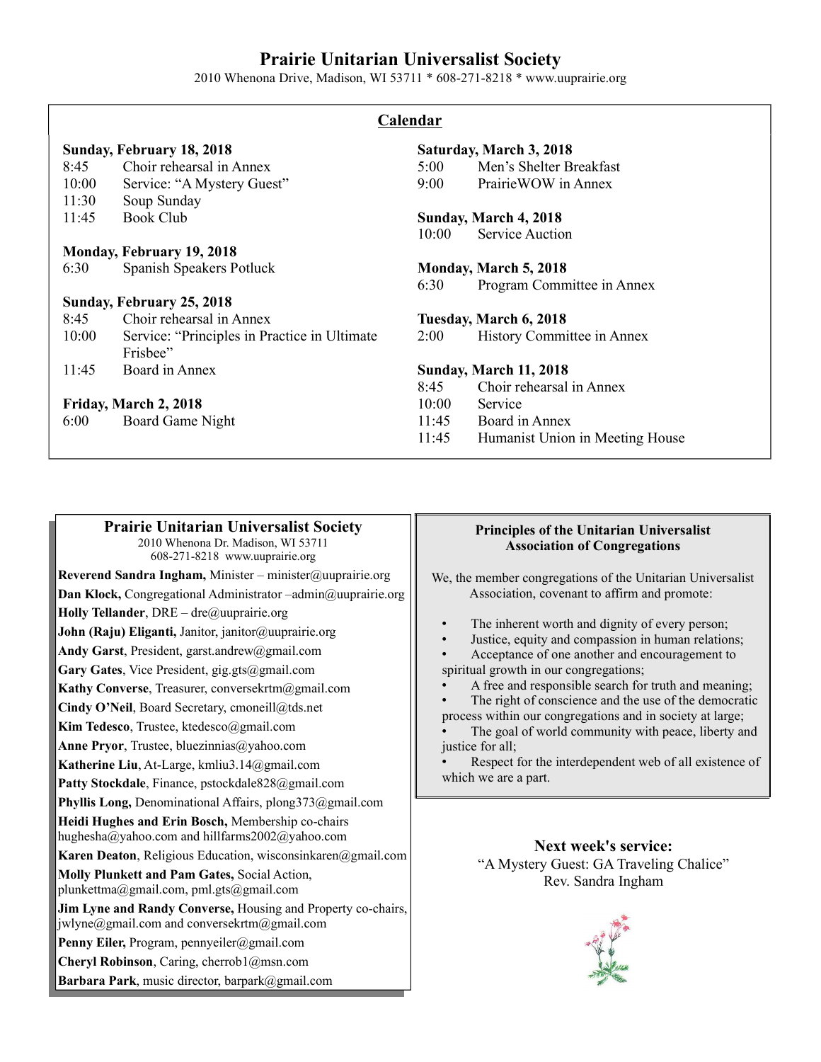# Prairie Unitarian Universalist Society

2010 Whenona Drive, Madison, WI 53711 * 608-271-8218 * www.uuprairie.org

## Calendar

**Sunday, February 18, 2018**
- 8:45 Choir rehearsal in Annex
- 10:00 Service: "A Mystery Guest"
- 11:30 Soup Sunday
- 11:45 Book Club

**Monday, February 19, 2018**
- 6:30 Spanish Speakers Potluck

**Sunday, February 25, 2018**
- 8:45 Choir rehearsal in Annex
- 10:00 Service: "Principles in Practice in Ultimate Frisbee"
- 11:45 Board in Annex

**Friday, March 2, 2018**
- 6:00 Board Game Night

**Saturday, March 3, 2018**
- 5:00 Men's Shelter Breakfast
- 9:00 PrairieWOW in Annex

**Sunday, March 4, 2018**
- 10:00 Service Auction

**Monday, March 5, 2018**
- 6:30 Program Committee in Annex

**Tuesday, March 6, 2018**
- 2:00 History Committee in Annex

**Sunday, March 11, 2018**
- 8:45 Choir rehearsal in Annex
- 10:00 Service
- 11:45 Board in Annex
- 11:45 Humanist Union in Meeting House

### Prairie Unitarian Universalist Society

2010 Whenona Dr. Madison, WI 53711
608-271-8218 www.uuprairie.org

**Reverend Sandra Ingham,** Minister – minister@uuprairie.org
**Dan Klock,** Congregational Administrator –admin@uuprairie.org
**Holly Tellander**, DRE – dre@uuprairie.org
**John (Raju) Eliganti,** Janitor, janitor@uuprairie.org
**Andy Garst**, President, garst.andrew@gmail.com
**Gary Gates**, Vice President, gig.gts@gmail.com
**Kathy Converse**, Treasurer, conversekrtm@gmail.com
**Cindy O'Neil**, Board Secretary, cmoneill@tds.net
**Kim Tedesco**, Trustee, ktedesco@gmail.com
**Anne Pryor**, Trustee, bluezinnias@yahoo.com
**Katherine Liu**, At-Large, kmliu3.14@gmail.com
**Patty Stockdale**, Finance, pstockdale828@gmail.com
**Phyllis Long,** Denominational Affairs, plong373@gmail.com
**Heidi Hughes and Erin Bosch,** Membership co-chairs hughesha@yahoo.com and hillfarms2002@yahoo.com
**Karen Deaton**, Religious Education, wisconsinkaren@gmail.com
**Molly Plunkett and Pam Gates,** Social Action, plunkettma@gmail.com, pml.gts@gmail.com
**Jim Lyne and Randy Converse,** Housing and Property co-chairs, jwlyne@gmail.com and conversekrtm@gmail.com
**Penny Eiler,** Program, pennyeiler@gmail.com
**Cheryl Robinson**, Caring, cherrob1@msn.com
**Barbara Park**, music director, barpark@gmail.com

### Principles of the Unitarian Universalist Association of Congregations

We, the member congregations of the Unitarian Universalist Association, covenant to affirm and promote:

- The inherent worth and dignity of every person;
- Justice, equity and compassion in human relations;
- Acceptance of one another and encouragement to spiritual growth in our congregations;
- A free and responsible search for truth and meaning;
- The right of conscience and the use of the democratic process within our congregations and in society at large;
- The goal of world community with peace, liberty and justice for all;
- Respect for the interdependent web of all existence of which we are a part.

**Next week's service:**
"A Mystery Guest: GA Traveling Chalice"
Rev. Sandra Ingham